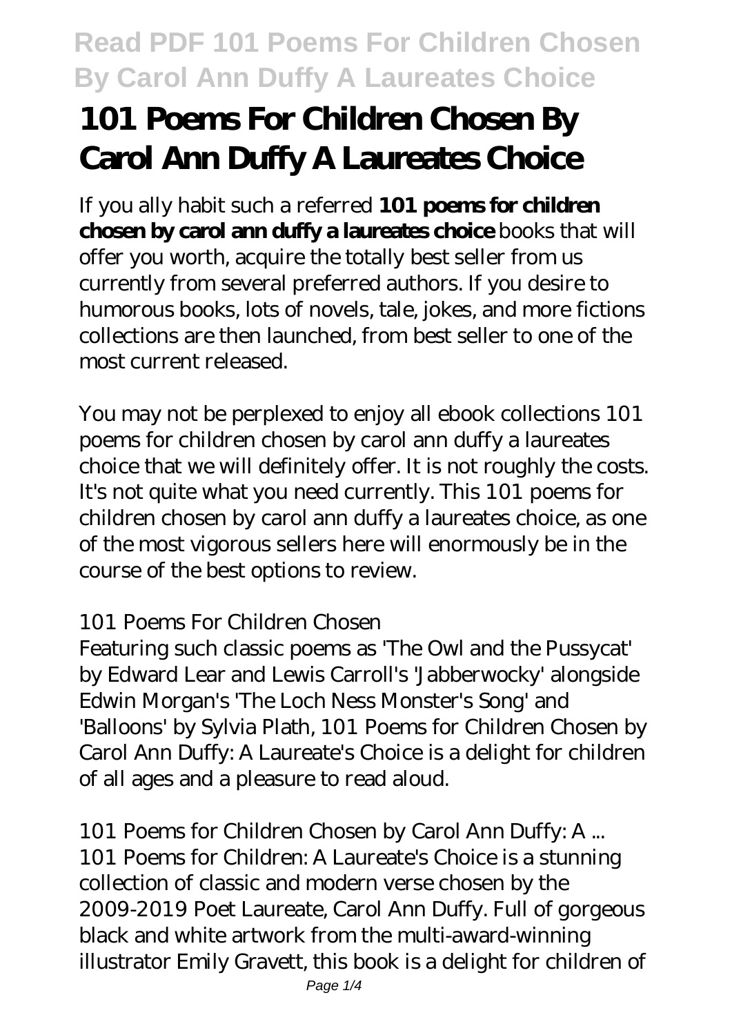# 101 Poems For Children Chosen By Carol Ann Duffy A Laureates Choice

If you ally habit such a referred **101 poems for children chosen by carol ann duffy a laureates choice** books that will offer you worth, acquire the totally best seller from us currently from several preferred authors. If you desire to humorous books, lots of novels, tale, jokes, and more fictions collections are then launched, from best seller to one of the most current released.

You may not be perplexed to enjoy all ebook collections 101 poems for children chosen by carol ann duffy a laureates choice that we will definitely offer. It is not roughly the costs. It's not quite what you need currently. This 101 poems for children chosen by carol ann duffy a laureates choice, as one of the most vigorous sellers here will enormously be in the course of the best options to review.

*101 Poems For Children Chosen*

Featuring such classic poems as 'The Owl and the Pussycat' by Edward Lear and Lewis Carroll's 'Jabberwocky' alongside Edwin Morgan's 'The Loch Ness Monster's Song' and 'Balloons' by Sylvia Plath, 101 Poems for Children Chosen by Carol Ann Duffy: A Laureate's Choice is a delight for children of all ages and a pleasure to read aloud.

*101 Poems for Children Chosen by Carol Ann Duffy: A ...*

101 Poems for Children: A Laureate's Choice is a stunning collection of classic and modern verse chosen by the 2009-2019 Poet Laureate, Carol Ann Duffy. Full of gorgeous black and white artwork from the multi-award-winning illustrator Emily Gravett, this book is a delight for children of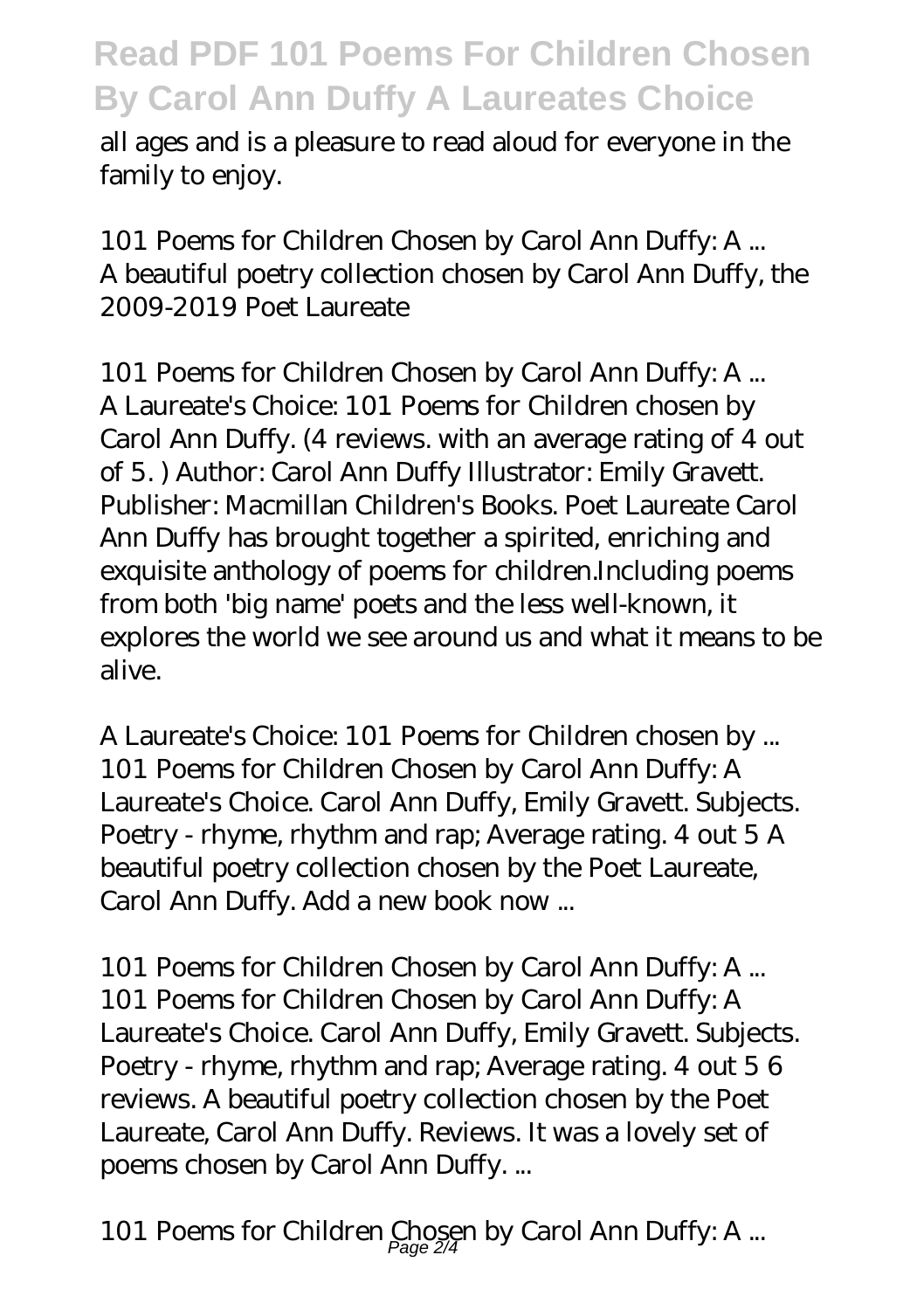all ages and is a pleasure to read aloud for everyone in the family to enjoy.

*101 Poems for Children Chosen by Carol Ann Duffy: A ...*
A beautiful poetry collection chosen by Carol Ann Duffy, the 2009-2019 Poet Laureate

*101 Poems for Children Chosen by Carol Ann Duffy: A ...*
A Laureate's Choice: 101 Poems for Children chosen by Carol Ann Duffy. (4 reviews. with an average rating of 4 out of 5. ) Author: Carol Ann Duffy Illustrator: Emily Gravett. Publisher: Macmillan Children's Books. Poet Laureate Carol Ann Duffy has brought together a spirited, enriching and exquisite anthology of poems for children.Including poems from both 'big name' poets and the less well-known, it explores the world we see around us and what it means to be alive.

*A Laureate's Choice: 101 Poems for Children chosen by ...*
101 Poems for Children Chosen by Carol Ann Duffy: A Laureate's Choice. Carol Ann Duffy, Emily Gravett. Subjects. Poetry - rhyme, rhythm and rap; Average rating. 4 out 5 A beautiful poetry collection chosen by the Poet Laureate, Carol Ann Duffy. Add a new book now ...

*101 Poems for Children Chosen by Carol Ann Duffy: A ...*
101 Poems for Children Chosen by Carol Ann Duffy: A Laureate's Choice. Carol Ann Duffy, Emily Gravett. Subjects. Poetry - rhyme, rhythm and rap; Average rating. 4 out 5 6 reviews. A beautiful poetry collection chosen by the Poet Laureate, Carol Ann Duffy. Reviews. It was a lovely set of poems chosen by Carol Ann Duffy. ...

*101 Poems for Children Chosen by Carol Ann Duffy: A ...*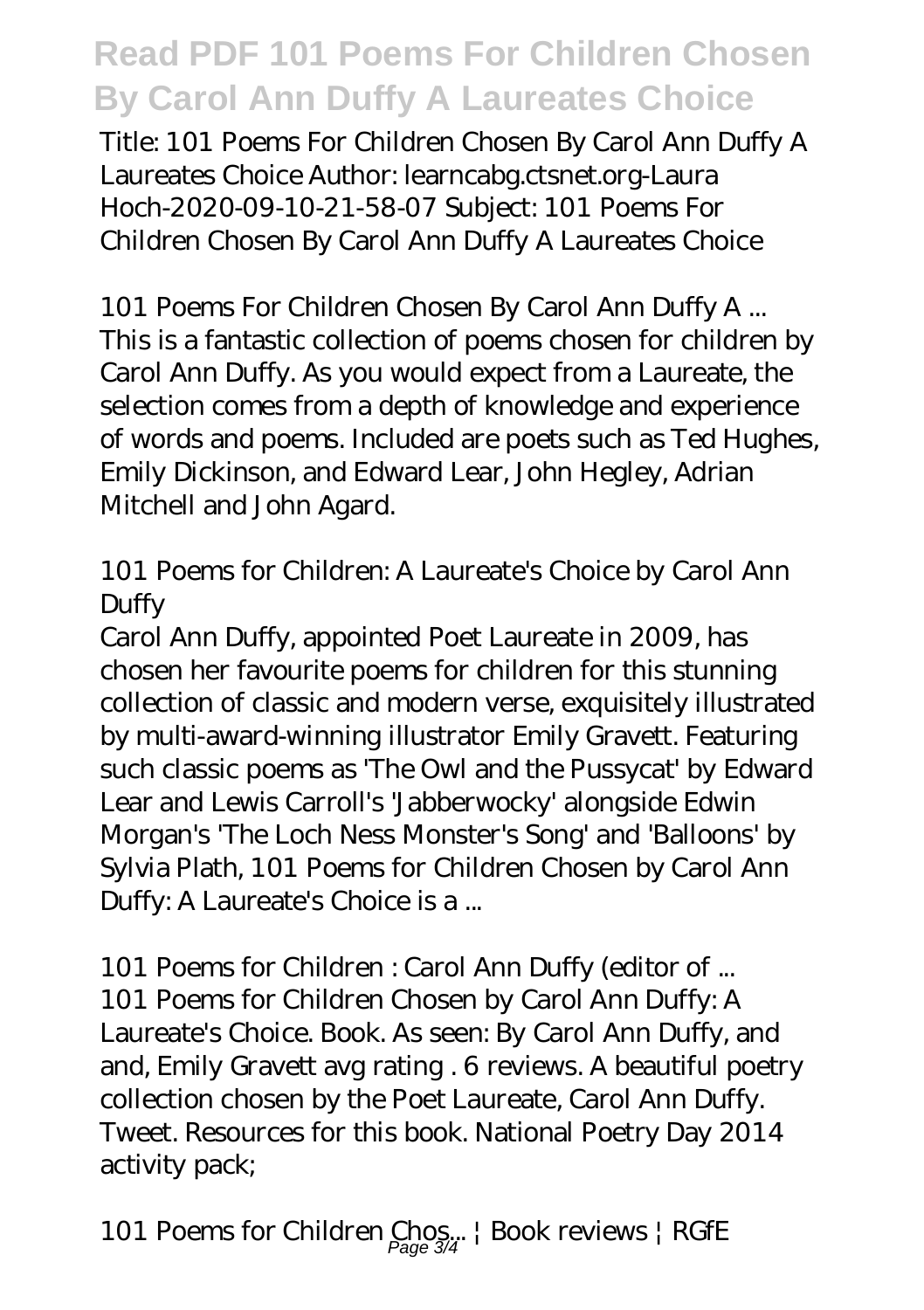Title: 101 Poems For Children Chosen By Carol Ann Duffy A Laureates Choice Author: learncabg.ctsnet.org-Laura Hoch-2020-09-10-21-58-07 Subject: 101 Poems For Children Chosen By Carol Ann Duffy A Laureates Choice

*101 Poems For Children Chosen By Carol Ann Duffy A ...*

This is a fantastic collection of poems chosen for children by Carol Ann Duffy. As you would expect from a Laureate, the selection comes from a depth of knowledge and experience of words and poems. Included are poets such as Ted Hughes, Emily Dickinson, and Edward Lear, John Hegley, Adrian Mitchell and John Agard.

*101 Poems for Children: A Laureate's Choice by Carol Ann Duffy*

Carol Ann Duffy, appointed Poet Laureate in 2009, has chosen her favourite poems for children for this stunning collection of classic and modern verse, exquisitely illustrated by multi-award-winning illustrator Emily Gravett. Featuring such classic poems as 'The Owl and the Pussycat' by Edward Lear and Lewis Carroll's 'Jabberwocky' alongside Edwin Morgan's 'The Loch Ness Monster's Song' and 'Balloons' by Sylvia Plath, 101 Poems for Children Chosen by Carol Ann Duffy: A Laureate's Choice is a ...

*101 Poems for Children : Carol Ann Duffy (editor of ...*

101 Poems for Children Chosen by Carol Ann Duffy: A Laureate's Choice. Book. As seen: By Carol Ann Duffy, and and, Emily Gravett avg rating . 6 reviews. A beautiful poetry collection chosen by the Poet Laureate, Carol Ann Duffy. Tweet. Resources for this book. National Poetry Day 2014 activity pack;

*101 Poems for Children Chos... | Book reviews | RGfE*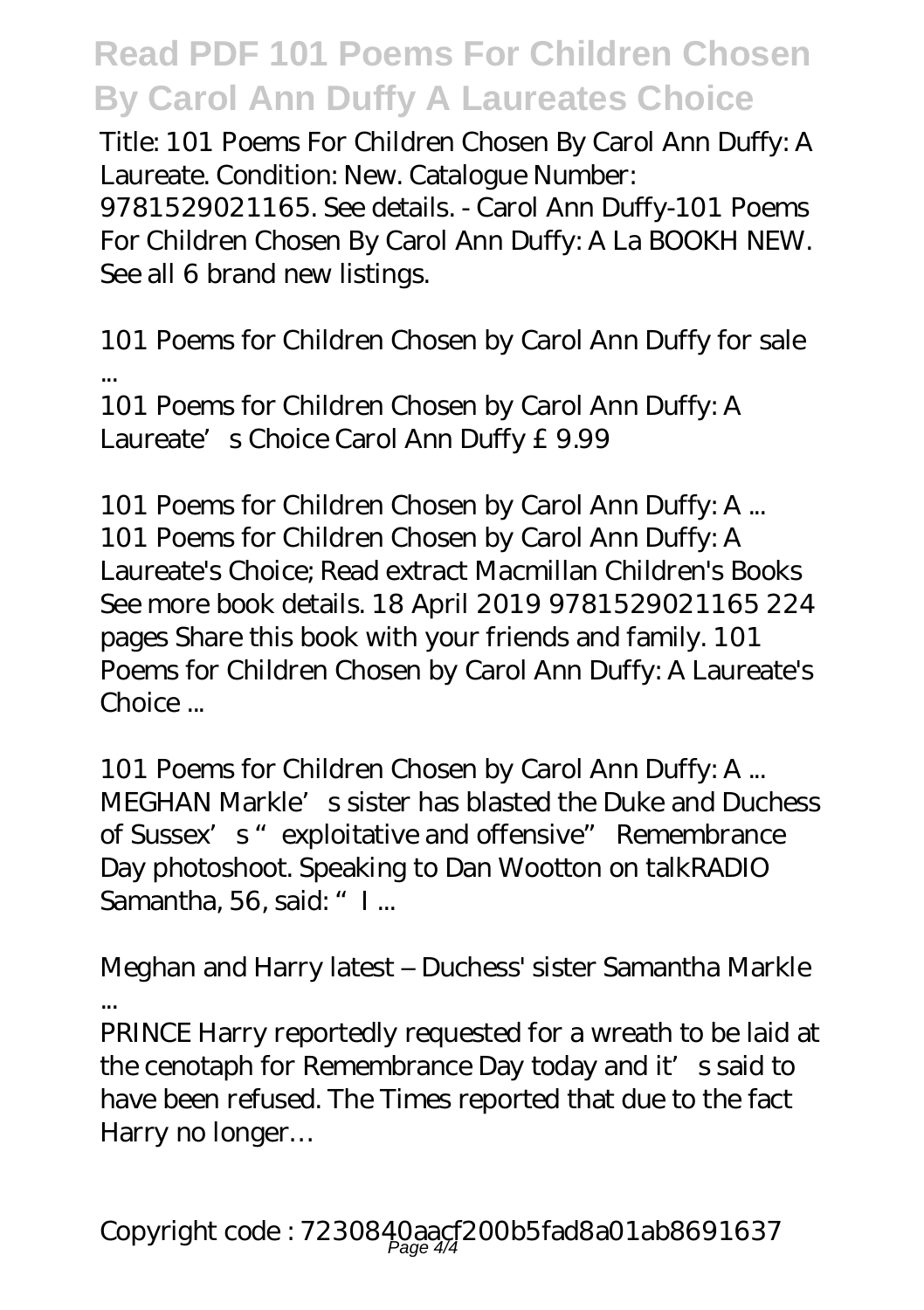Title: 101 Poems For Children Chosen By Carol Ann Duffy: A Laureate. Condition: New. Catalogue Number: 9781529021165. See details. - Carol Ann Duffy-101 Poems For Children Chosen By Carol Ann Duffy: A La BOOKH NEW. See all 6 brand new listings.

*101 Poems for Children Chosen by Carol Ann Duffy for sale ...*

101 Poems for Children Chosen by Carol Ann Duffy: A Laureate's Choice Carol Ann Duffy £9.99

*101 Poems for Children Chosen by Carol Ann Duffy: A ...*

101 Poems for Children Chosen by Carol Ann Duffy: A Laureate's Choice; Read extract Macmillan Children's Books See more book details. 18 April 2019 9781529021165 224 pages Share this book with your friends and family. 101 Poems for Children Chosen by Carol Ann Duffy: A Laureate's Choice ...

*101 Poems for Children Chosen by Carol Ann Duffy: A ...*

MEGHAN Markle's sister has blasted the Duke and Duchess of Sussex's "exploitative and offensive" Remembrance Day photoshoot. Speaking to Dan Wootton on talkRADIO Samantha, 56, said: "I ...

*Meghan and Harry latest – Duchess' sister Samantha Markle ...*

PRINCE Harry reportedly requested for a wreath to be laid at the cenotaph for Remembrance Day today and it's said to have been refused. The Times reported that due to the fact Harry no longer…

Copyright code : 7230840aacf200b5fad8a01ab8691637